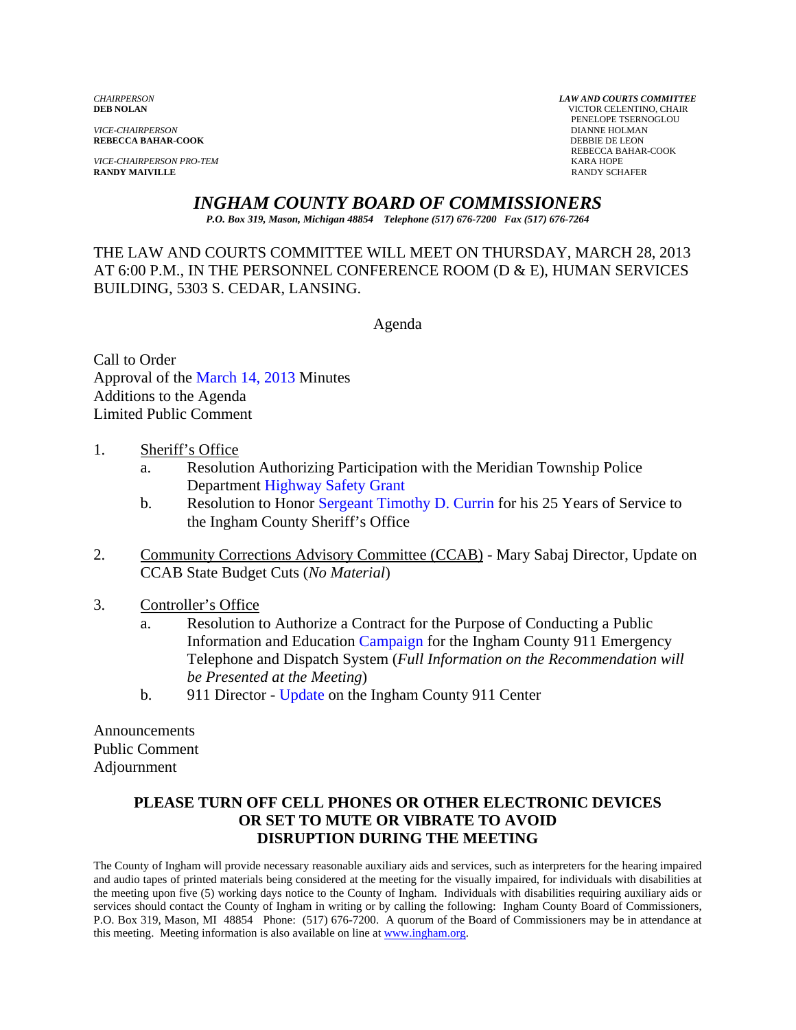*CHAIRPERSON*
**DEB NOLAN**

*VICE-CHAIRPERSON*
**REBECCA BAHAR-COOK**

*VICE-CHAIRPERSON PRO-TEM*
**RANDY MAIVILLE**

***LAW AND COURTS COMMITTEE***
VICTOR CELENTINO, CHAIR
PENELOPE TSERNOGLOU
DIANNE HOLMAN
DEBBIE DE LEON
REBECCA BAHAR-COOK
KARA HOPE
RANDY SCHAFER

# *INGHAM COUNTY BOARD OF COMMISSIONERS*

***P.O. Box 319, Mason, Michigan 48854 Telephone (517) 676-7200 Fax (517) 676-7264***

THE LAW AND COURTS COMMITTEE WILL MEET ON THURSDAY, MARCH 28, 2013 AT 6:00 P.M., IN THE PERSONNEL CONFERENCE ROOM (D & E), HUMAN SERVICES BUILDING, 5303 S. CEDAR, LANSING.

Agenda

Call to Order
Approval of the March 14, 2013 Minutes
Additions to the Agenda
Limited Public Comment

1. Sheriff's Office
   a. Resolution Authorizing Participation with the Meridian Township Police Department Highway Safety Grant
   b. Resolution to Honor Sergeant Timothy D. Currin for his 25 Years of Service to the Ingham County Sheriff's Office

2. Community Corrections Advisory Committee (CCAB) - Mary Sabaj Director, Update on CCAB State Budget Cuts (*No Material*)

3. Controller's Office
   a. Resolution to Authorize a Contract for the Purpose of Conducting a Public Information and Education Campaign for the Ingham County 911 Emergency Telephone and Dispatch System (*Full Information on the Recommendation will be Presented at the Meeting*)
   b. 911 Director - Update on the Ingham County 911 Center

Announcements
Public Comment
Adjournment

**PLEASE TURN OFF CELL PHONES OR OTHER ELECTRONIC DEVICES OR SET TO MUTE OR VIBRATE TO AVOID DISRUPTION DURING THE MEETING**

The County of Ingham will provide necessary reasonable auxiliary aids and services, such as interpreters for the hearing impaired and audio tapes of printed materials being considered at the meeting for the visually impaired, for individuals with disabilities at the meeting upon five (5) working days notice to the County of Ingham. Individuals with disabilities requiring auxiliary aids or services should contact the County of Ingham in writing or by calling the following: Ingham County Board of Commissioners, P.O. Box 319, Mason, MI 48854 Phone: (517) 676-7200. A quorum of the Board of Commissioners may be in attendance at this meeting. Meeting information is also available on line at www.ingham.org.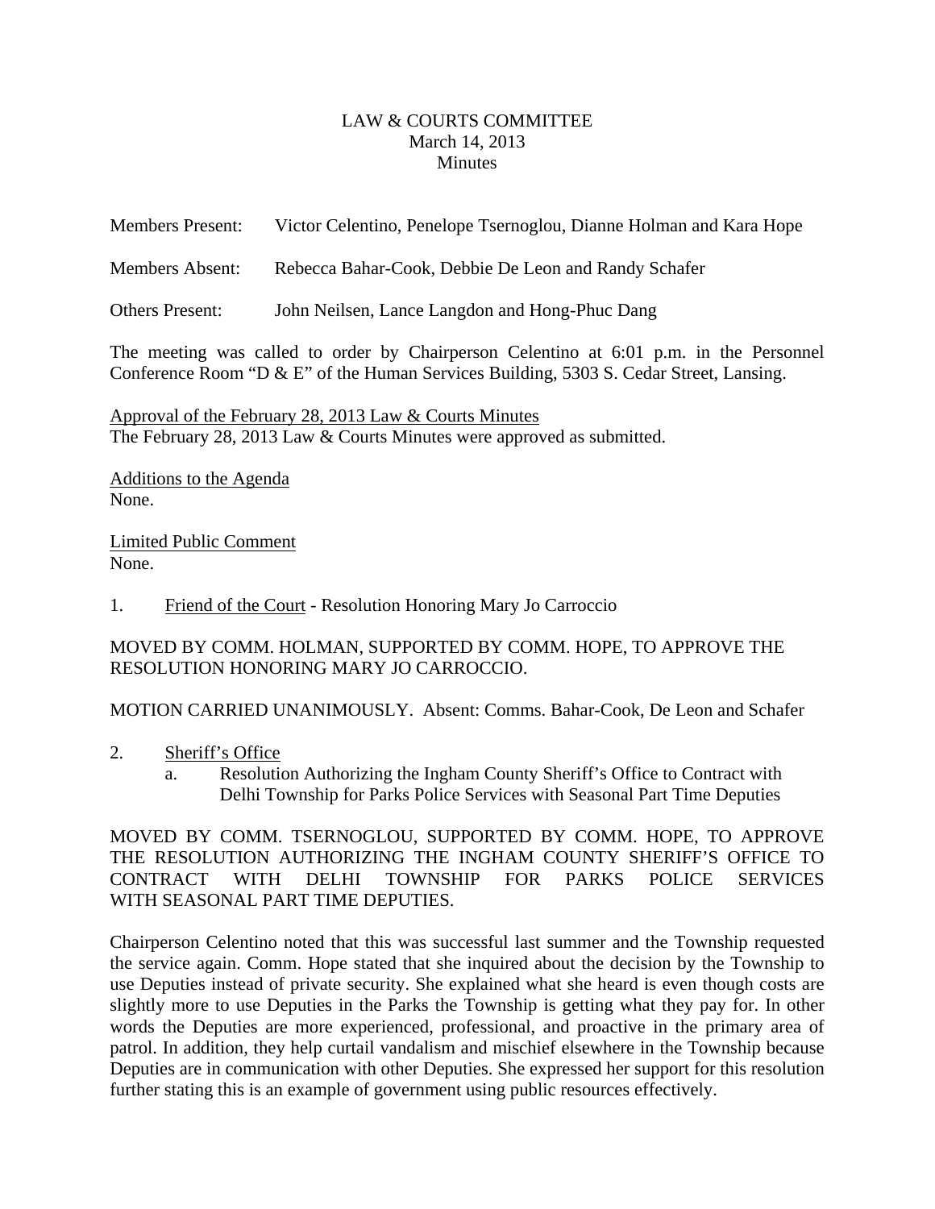LAW & COURTS COMMITTEE
March 14, 2013
Minutes

Members Present: Victor Celentino, Penelope Tsernoglou, Dianne Holman and Kara Hope

Members Absent: Rebecca Bahar-Cook, Debbie De Leon and Randy Schafer

Others Present: John Neilsen, Lance Langdon and Hong-Phuc Dang

The meeting was called to order by Chairperson Celentino at 6:01 p.m. in the Personnel Conference Room "D & E" of the Human Services Building, 5303 S. Cedar Street, Lansing.

Approval of the February 28, 2013 Law & Courts Minutes
The February 28, 2013 Law & Courts Minutes were approved as submitted.

Additions to the Agenda
None.

Limited Public Comment
None.

1. Friend of the Court - Resolution Honoring Mary Jo Carroccio

MOVED BY COMM. HOLMAN, SUPPORTED BY COMM. HOPE, TO APPROVE THE RESOLUTION HONORING MARY JO CARROCCIO.

MOTION CARRIED UNANIMOUSLY. Absent: Comms. Bahar-Cook, De Leon and Schafer

2. Sheriff's Office
   a. Resolution Authorizing the Ingham County Sheriff's Office to Contract with Delhi Township for Parks Police Services with Seasonal Part Time Deputies

MOVED BY COMM. TSERNOGLOU, SUPPORTED BY COMM. HOPE, TO APPROVE THE RESOLUTION AUTHORIZING THE INGHAM COUNTY SHERIFF'S OFFICE TO CONTRACT WITH DELHI TOWNSHIP FOR PARKS POLICE SERVICES WITH SEASONAL PART TIME DEPUTIES.

Chairperson Celentino noted that this was successful last summer and the Township requested the service again. Comm. Hope stated that she inquired about the decision by the Township to use Deputies instead of private security. She explained what she heard is even though costs are slightly more to use Deputies in the Parks the Township is getting what they pay for. In other words the Deputies are more experienced, professional, and proactive in the primary area of patrol. In addition, they help curtail vandalism and mischief elsewhere in the Township because Deputies are in communication with other Deputies. She expressed her support for this resolution further stating this is an example of government using public resources effectively.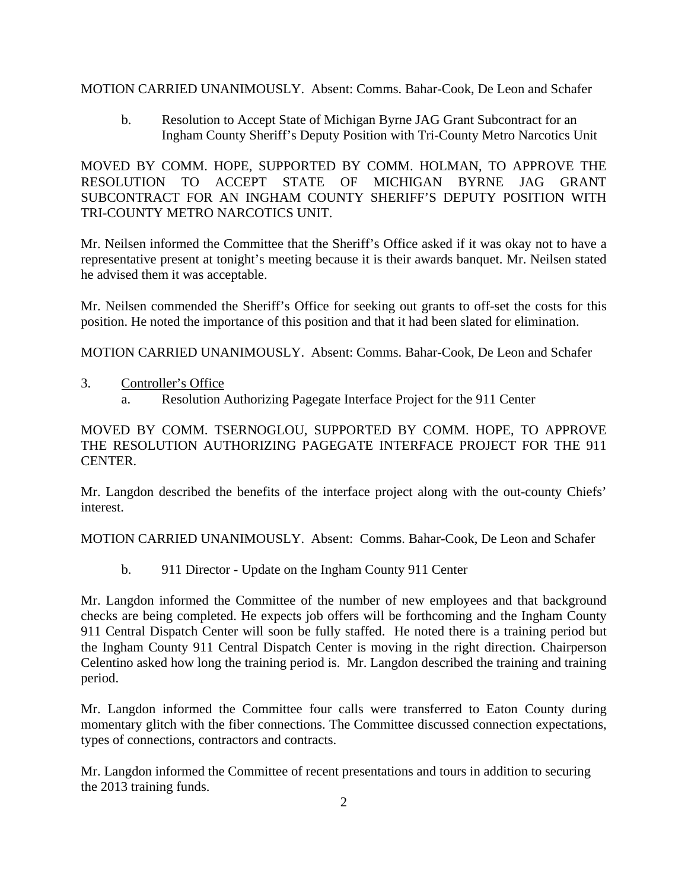MOTION CARRIED UNANIMOUSLY. Absent: Comms. Bahar-Cook, De Leon and Schafer

b. Resolution to Accept State of Michigan Byrne JAG Grant Subcontract for an Ingham County Sheriff's Deputy Position with Tri-County Metro Narcotics Unit

MOVED BY COMM. HOPE, SUPPORTED BY COMM. HOLMAN, TO APPROVE THE RESOLUTION TO ACCEPT STATE OF MICHIGAN BYRNE JAG GRANT SUBCONTRACT FOR AN INGHAM COUNTY SHERIFF'S DEPUTY POSITION WITH TRI-COUNTY METRO NARCOTICS UNIT.

Mr. Neilsen informed the Committee that the Sheriff's Office asked if it was okay not to have a representative present at tonight's meeting because it is their awards banquet. Mr. Neilsen stated he advised them it was acceptable.

Mr. Neilsen commended the Sheriff's Office for seeking out grants to off-set the costs for this position. He noted the importance of this position and that it had been slated for elimination.

MOTION CARRIED UNANIMOUSLY. Absent: Comms. Bahar-Cook, De Leon and Schafer

3. Controller's Office

a. Resolution Authorizing Pagegate Interface Project for the 911 Center

MOVED BY COMM. TSERNOGLOU, SUPPORTED BY COMM. HOPE, TO APPROVE THE RESOLUTION AUTHORIZING PAGEGATE INTERFACE PROJECT FOR THE 911 CENTER.

Mr. Langdon described the benefits of the interface project along with the out-county Chiefs' interest.

MOTION CARRIED UNANIMOUSLY. Absent: Comms. Bahar-Cook, De Leon and Schafer

b. 911 Director - Update on the Ingham County 911 Center

Mr. Langdon informed the Committee of the number of new employees and that background checks are being completed. He expects job offers will be forthcoming and the Ingham County 911 Central Dispatch Center will soon be fully staffed. He noted there is a training period but the Ingham County 911 Central Dispatch Center is moving in the right direction. Chairperson Celentino asked how long the training period is. Mr. Langdon described the training and training period.

Mr. Langdon informed the Committee four calls were transferred to Eaton County during momentary glitch with the fiber connections. The Committee discussed connection expectations, types of connections, contractors and contracts.

Mr. Langdon informed the Committee of recent presentations and tours in addition to securing the 2013 training funds.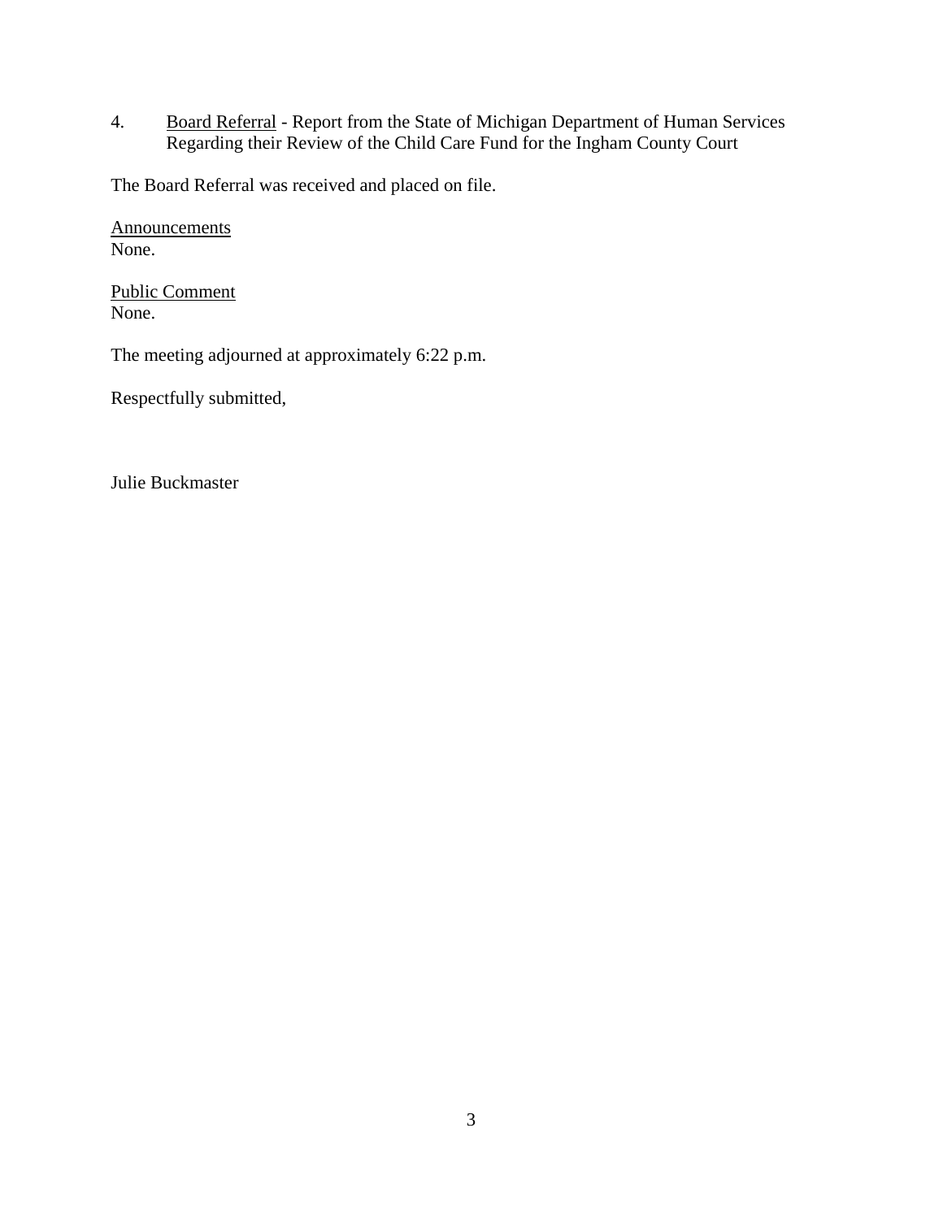4. Board Referral - Report from the State of Michigan Department of Human Services Regarding their Review of the Child Care Fund for the Ingham County Court

The Board Referral was received and placed on file.

Announcements
None.

Public Comment
None.

The meeting adjourned at approximately 6:22 p.m.

Respectfully submitted,

Julie Buckmaster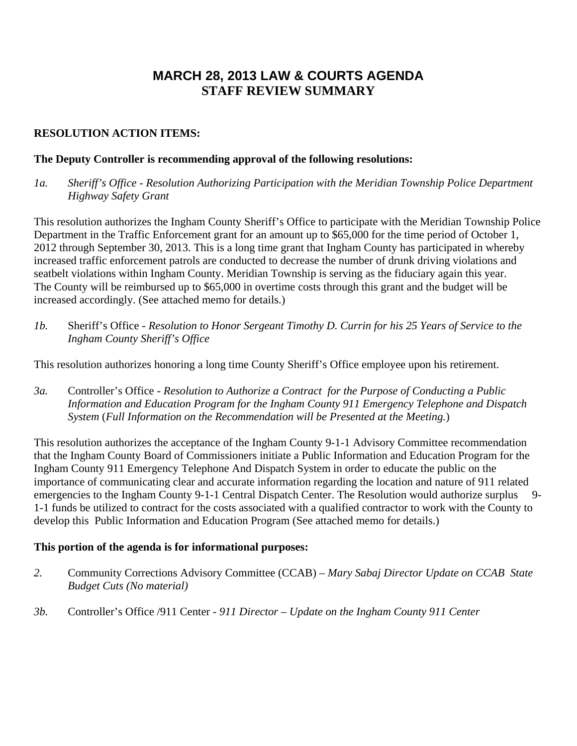# MARCH 28, 2013 LAW & COURTS AGENDA
# STAFF REVIEW SUMMARY

**RESOLUTION ACTION ITEMS:**

**The Deputy Controller is recommending approval of the following resolutions:**

*1a. Sheriff's Office - Resolution Authorizing Participation with the Meridian Township Police Department Highway Safety Grant*

This resolution authorizes the Ingham County Sheriff's Office to participate with the Meridian Township Police Department in the Traffic Enforcement grant for an amount up to $65,000 for the time period of October 1, 2012 through September 30, 2013. This is a long time grant that Ingham County has participated in whereby increased traffic enforcement patrols are conducted to decrease the number of drunk driving violations and seatbelt violations within Ingham County. Meridian Township is serving as the fiduciary again this year. The County will be reimbursed up to $65,000 in overtime costs through this grant and the budget will be increased accordingly. (See attached memo for details.)

*1b.* Sheriff's Office - *Resolution to Honor Sergeant Timothy D. Currin for his 25 Years of Service to the Ingham County Sheriff's Office*

This resolution authorizes honoring a long time County Sheriff's Office employee upon his retirement.

*3a.* Controller's Office - *Resolution to Authorize a Contract for the Purpose of Conducting a Public Information and Education Program for the Ingham County 911 Emergency Telephone and Dispatch System* (*Full Information on the Recommendation will be Presented at the Meeting.*)

This resolution authorizes the acceptance of the Ingham County 9-1-1 Advisory Committee recommendation that the Ingham County Board of Commissioners initiate a Public Information and Education Program for the Ingham County 911 Emergency Telephone And Dispatch System in order to educate the public on the importance of communicating clear and accurate information regarding the location and nature of 911 related emergencies to the Ingham County 9-1-1 Central Dispatch Center. The Resolution would authorize surplus 9-1-1 funds be utilized to contract for the costs associated with a qualified contractor to work with the County to develop this Public Information and Education Program (See attached memo for details.)

**This portion of the agenda is for informational purposes:**

*2.* Community Corrections Advisory Committee (CCAB) – *Mary Sabaj Director Update on CCAB State Budget Cuts (No material)*

*3b.* Controller's Office /911 Center - *911 Director – Update on the Ingham County 911 Center*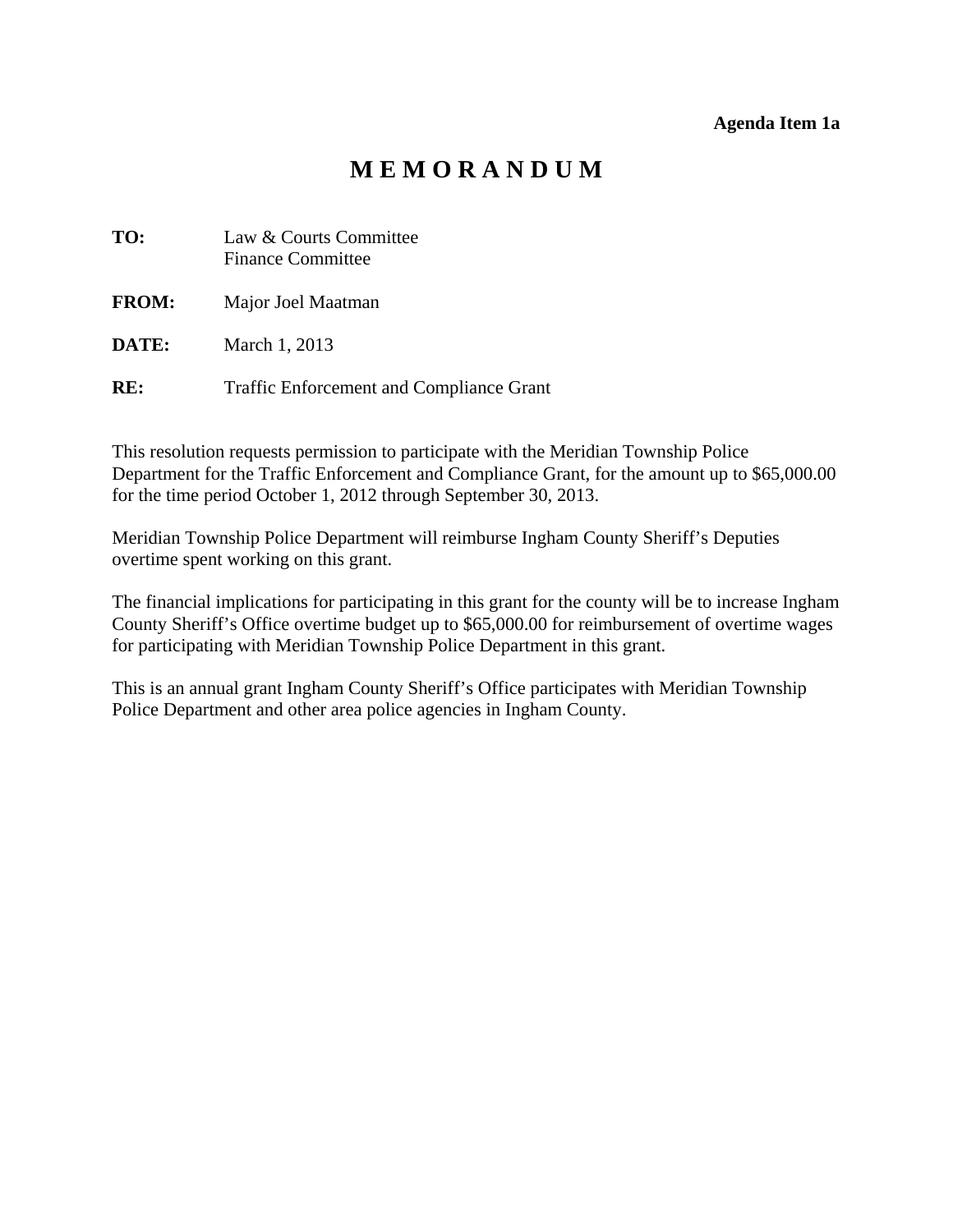**Agenda Item 1a**

# M E M O R A N D U M

**TO:** Law & Courts Committee
Finance Committee

**FROM:** Major Joel Maatman

**DATE:** March 1, 2013

**RE:** Traffic Enforcement and Compliance Grant

This resolution requests permission to participate with the Meridian Township Police Department for the Traffic Enforcement and Compliance Grant, for the amount up to $65,000.00 for the time period October 1, 2012 through September 30, 2013.

Meridian Township Police Department will reimburse Ingham County Sheriff's Deputies overtime spent working on this grant.

The financial implications for participating in this grant for the county will be to increase Ingham County Sheriff's Office overtime budget up to $65,000.00 for reimbursement of overtime wages for participating with Meridian Township Police Department in this grant.

This is an annual grant Ingham County Sheriff's Office participates with Meridian Township Police Department and other area police agencies in Ingham County.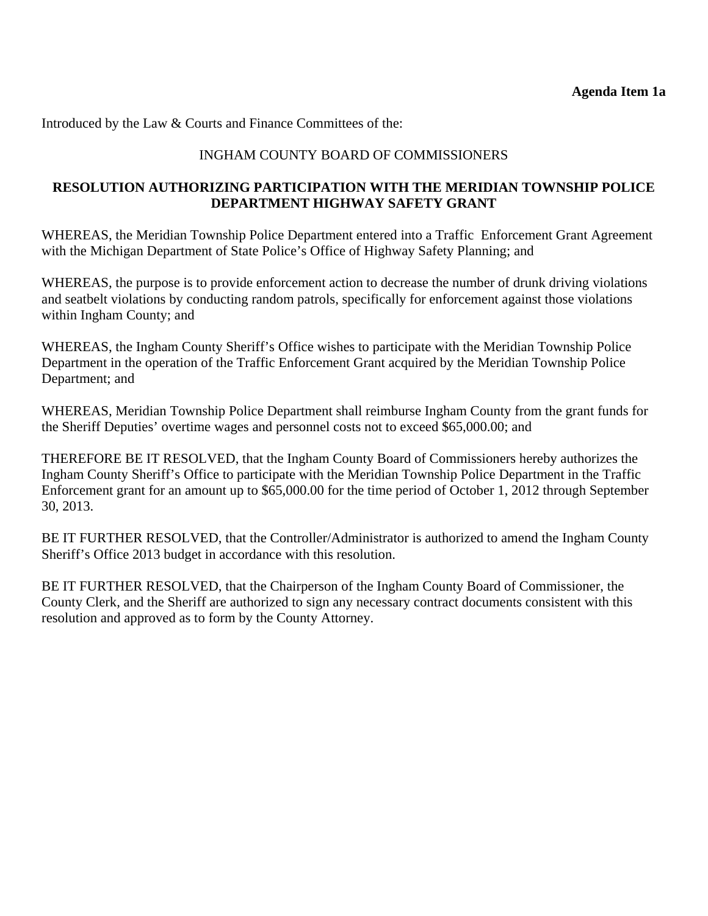**Agenda Item 1a**

Introduced by the Law & Courts and Finance Committees of the:

INGHAM COUNTY BOARD OF COMMISSIONERS

**RESOLUTION AUTHORIZING PARTICIPATION WITH THE MERIDIAN TOWNSHIP POLICE DEPARTMENT HIGHWAY SAFETY GRANT**

WHEREAS, the Meridian Township Police Department entered into a Traffic Enforcement Grant Agreement with the Michigan Department of State Police's Office of Highway Safety Planning; and

WHEREAS, the purpose is to provide enforcement action to decrease the number of drunk driving violations and seatbelt violations by conducting random patrols, specifically for enforcement against those violations within Ingham County; and

WHEREAS, the Ingham County Sheriff's Office wishes to participate with the Meridian Township Police Department in the operation of the Traffic Enforcement Grant acquired by the Meridian Township Police Department; and

WHEREAS, Meridian Township Police Department shall reimburse Ingham County from the grant funds for the Sheriff Deputies' overtime wages and personnel costs not to exceed $65,000.00; and

THEREFORE BE IT RESOLVED, that the Ingham County Board of Commissioners hereby authorizes the Ingham County Sheriff's Office to participate with the Meridian Township Police Department in the Traffic Enforcement grant for an amount up to $65,000.00 for the time period of October 1, 2012 through September 30, 2013.

BE IT FURTHER RESOLVED, that the Controller/Administrator is authorized to amend the Ingham County Sheriff's Office 2013 budget in accordance with this resolution.

BE IT FURTHER RESOLVED, that the Chairperson of the Ingham County Board of Commissioner, the County Clerk, and the Sheriff are authorized to sign any necessary contract documents consistent with this resolution and approved as to form by the County Attorney.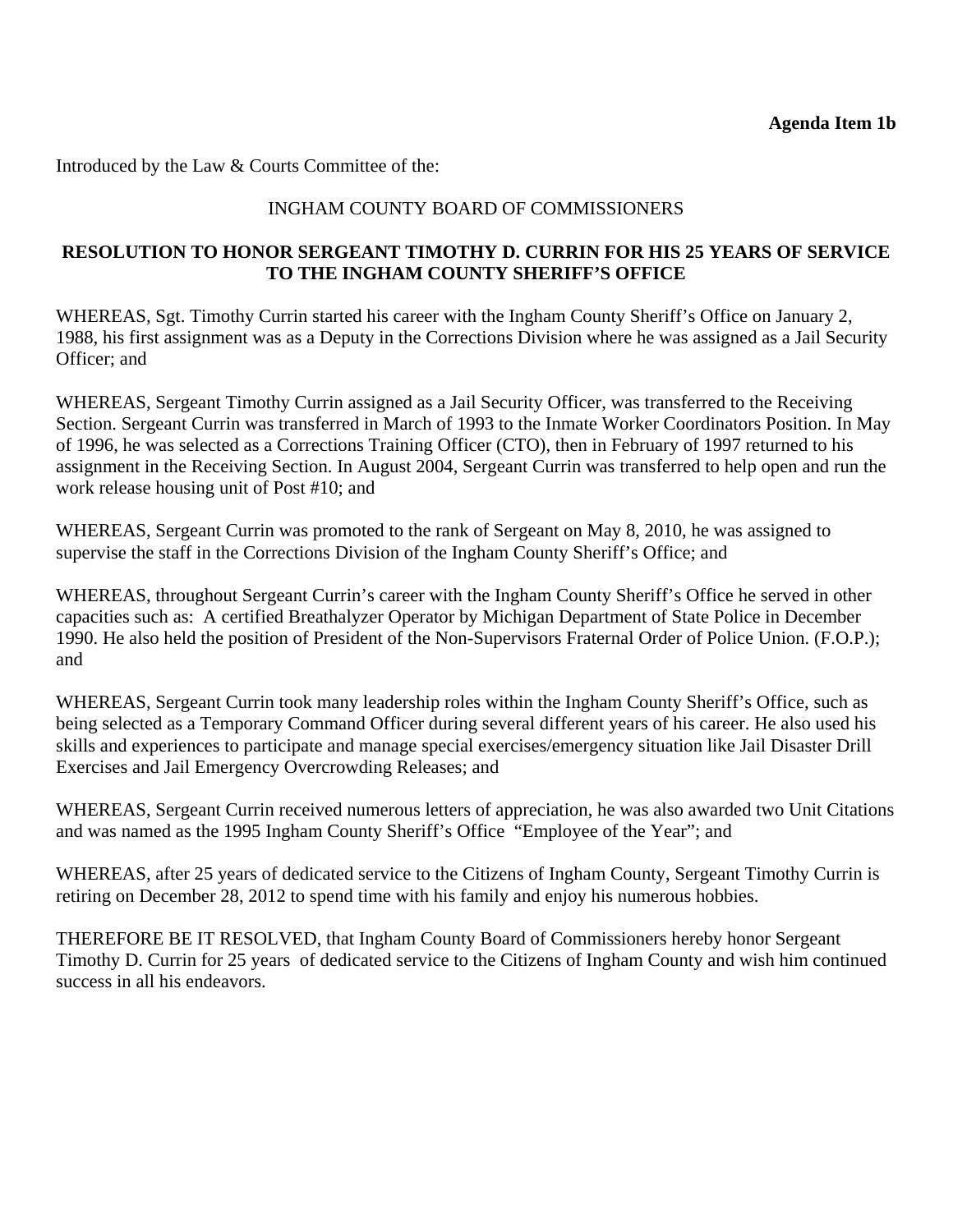**Agenda Item 1b**

Introduced by the Law & Courts Committee of the:

INGHAM COUNTY BOARD OF COMMISSIONERS

**RESOLUTION TO HONOR SERGEANT TIMOTHY D. CURRIN FOR HIS 25 YEARS OF SERVICE TO THE INGHAM COUNTY SHERIFF'S OFFICE**

WHEREAS, Sgt. Timothy Currin started his career with the Ingham County Sheriff's Office on January 2, 1988, his first assignment was as a Deputy in the Corrections Division where he was assigned as a Jail Security Officer; and

WHEREAS, Sergeant Timothy Currin assigned as a Jail Security Officer, was transferred to the Receiving Section. Sergeant Currin was transferred in March of 1993 to the Inmate Worker Coordinators Position. In May of 1996, he was selected as a Corrections Training Officer (CTO), then in February of 1997 returned to his assignment in the Receiving Section. In August 2004, Sergeant Currin was transferred to help open and run the work release housing unit of Post #10; and

WHEREAS, Sergeant Currin was promoted to the rank of Sergeant on May 8, 2010, he was assigned to supervise the staff in the Corrections Division of the Ingham County Sheriff's Office; and

WHEREAS, throughout Sergeant Currin's career with the Ingham County Sheriff's Office he served in other capacities such as: A certified Breathalyzer Operator by Michigan Department of State Police in December 1990. He also held the position of President of the Non-Supervisors Fraternal Order of Police Union. (F.O.P.); and

WHEREAS, Sergeant Currin took many leadership roles within the Ingham County Sheriff's Office, such as being selected as a Temporary Command Officer during several different years of his career. He also used his skills and experiences to participate and manage special exercises/emergency situation like Jail Disaster Drill Exercises and Jail Emergency Overcrowding Releases; and

WHEREAS, Sergeant Currin received numerous letters of appreciation, he was also awarded two Unit Citations and was named as the 1995 Ingham County Sheriff's Office "Employee of the Year"; and

WHEREAS, after 25 years of dedicated service to the Citizens of Ingham County, Sergeant Timothy Currin is retiring on December 28, 2012 to spend time with his family and enjoy his numerous hobbies.

THEREFORE BE IT RESOLVED, that Ingham County Board of Commissioners hereby honor Sergeant Timothy D. Currin for 25 years of dedicated service to the Citizens of Ingham County and wish him continued success in all his endeavors.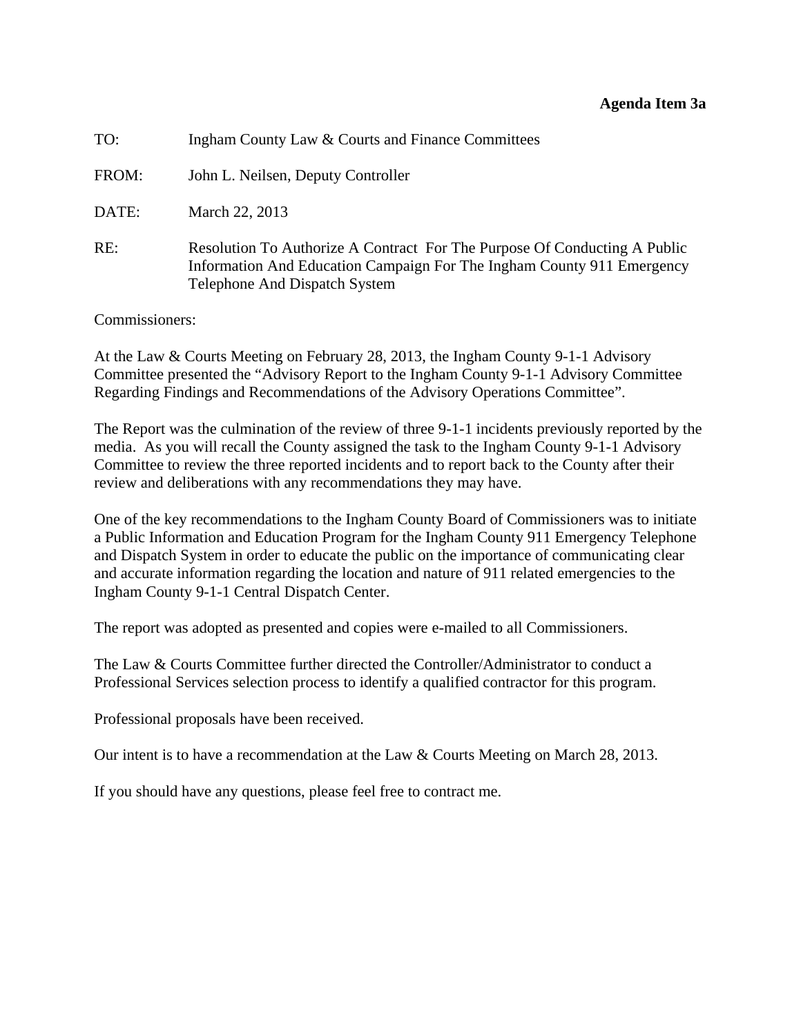**Agenda Item 3a**

TO: Ingham County Law & Courts and Finance Committees

FROM: John L. Neilsen, Deputy Controller

DATE: March 22, 2013

RE: Resolution To Authorize A Contract For The Purpose Of Conducting A Public Information And Education Campaign For The Ingham County 911 Emergency Telephone And Dispatch System

Commissioners:

At the Law & Courts Meeting on February 28, 2013, the Ingham County 9-1-1 Advisory Committee presented the "Advisory Report to the Ingham County 9-1-1 Advisory Committee Regarding Findings and Recommendations of the Advisory Operations Committee".

The Report was the culmination of the review of three 9-1-1 incidents previously reported by the media. As you will recall the County assigned the task to the Ingham County 9-1-1 Advisory Committee to review the three reported incidents and to report back to the County after their review and deliberations with any recommendations they may have.

One of the key recommendations to the Ingham County Board of Commissioners was to initiate a Public Information and Education Program for the Ingham County 911 Emergency Telephone and Dispatch System in order to educate the public on the importance of communicating clear and accurate information regarding the location and nature of 911 related emergencies to the Ingham County 9-1-1 Central Dispatch Center.

The report was adopted as presented and copies were e-mailed to all Commissioners.

The Law & Courts Committee further directed the Controller/Administrator to conduct a Professional Services selection process to identify a qualified contractor for this program.

Professional proposals have been received.

Our intent is to have a recommendation at the Law & Courts Meeting on March 28, 2013.

If you should have any questions, please feel free to contract me.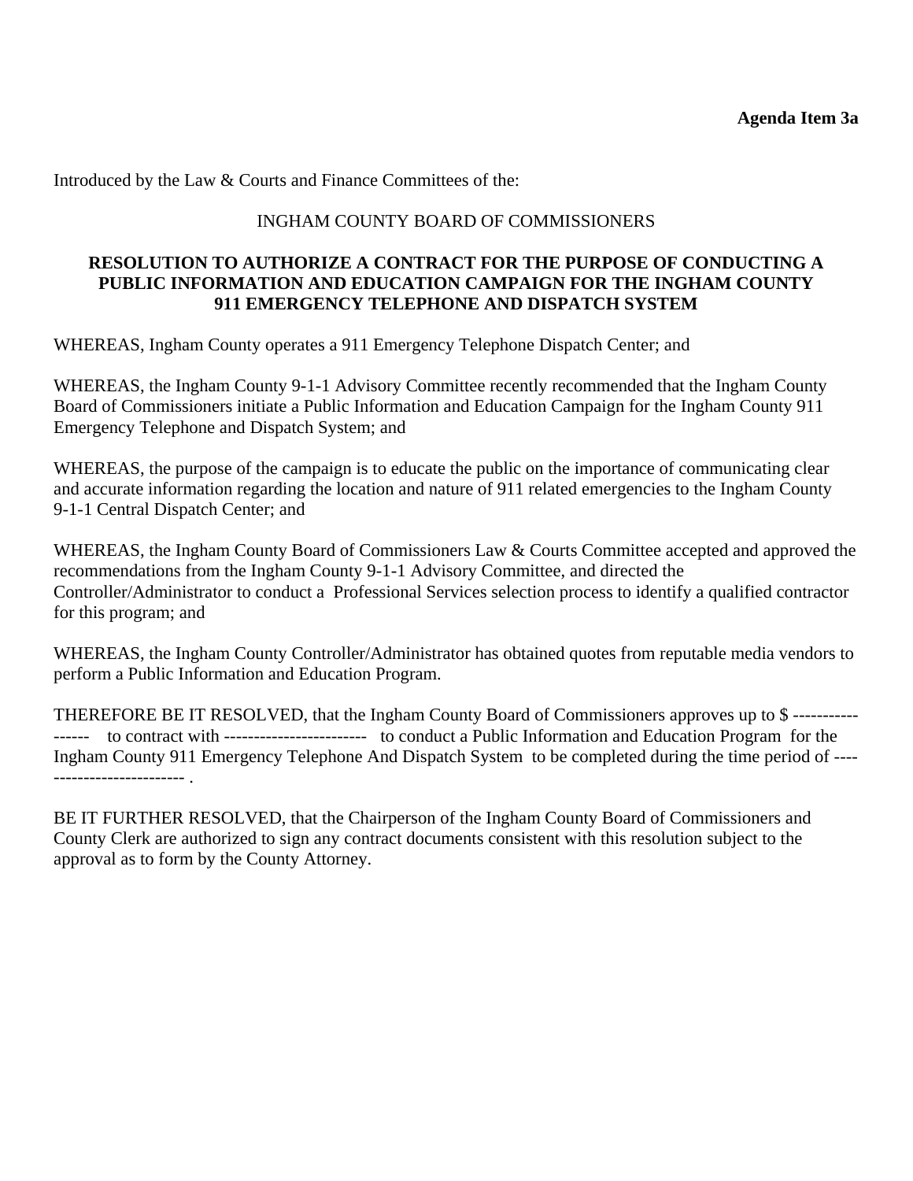**Agenda Item 3a**

Introduced by the Law & Courts and Finance Committees of the:

INGHAM COUNTY BOARD OF COMMISSIONERS

**RESOLUTION TO AUTHORIZE A CONTRACT FOR THE PURPOSE OF CONDUCTING A PUBLIC INFORMATION AND EDUCATION CAMPAIGN FOR THE INGHAM COUNTY 911 EMERGENCY TELEPHONE AND DISPATCH SYSTEM**

WHEREAS, Ingham County operates a 911 Emergency Telephone Dispatch Center; and

WHEREAS, the Ingham County 9-1-1 Advisory Committee recently recommended that the Ingham County Board of Commissioners initiate a Public Information and Education Campaign for the Ingham County 911 Emergency Telephone and Dispatch System; and

WHEREAS, the purpose of the campaign is to educate the public on the importance of communicating clear and accurate information regarding the location and nature of 911 related emergencies to the Ingham County 9-1-1 Central Dispatch Center; and

WHEREAS, the Ingham County Board of Commissioners Law & Courts Committee accepted and approved the recommendations from the Ingham County 9-1-1 Advisory Committee, and directed the Controller/Administrator to conduct a Professional Services selection process to identify a qualified contractor for this program; and

WHEREAS, the Ingham County Controller/Administrator has obtained quotes from reputable media vendors to perform a Public Information and Education Program.

THEREFORE BE IT RESOLVED, that the Ingham County Board of Commissioners approves up to $ ----------------- to contract with ------------------------ to conduct a Public Information and Education Program for the Ingham County 911 Emergency Telephone And Dispatch System to be completed during the time period of -------------------------- .

BE IT FURTHER RESOLVED, that the Chairperson of the Ingham County Board of Commissioners and County Clerk are authorized to sign any contract documents consistent with this resolution subject to the approval as to form by the County Attorney.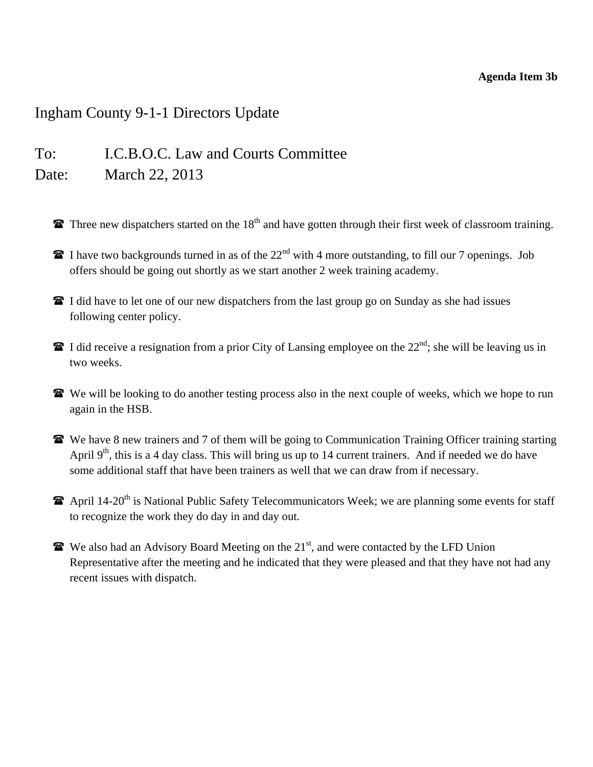**Agenda Item 3b**

# Ingham County 9-1-1 Directors Update

To: I.C.B.O.C. Law and Courts Committee
Date: March 22, 2013

- ☎ Three new dispatchers started on the 18th and have gotten through their first week of classroom training.
- ☎ I have two backgrounds turned in as of the 22nd with 4 more outstanding, to fill our 7 openings. Job offers should be going out shortly as we start another 2 week training academy.
- ☎ I did have to let one of our new dispatchers from the last group go on Sunday as she had issues following center policy.
- ☎ I did receive a resignation from a prior City of Lansing employee on the 22nd; she will be leaving us in two weeks.
- ☎ We will be looking to do another testing process also in the next couple of weeks, which we hope to run again in the HSB.
- ☎ We have 8 new trainers and 7 of them will be going to Communication Training Officer training starting April 9th, this is a 4 day class. This will bring us up to 14 current trainers. And if needed we do have some additional staff that have been trainers as well that we can draw from if necessary.
- ☎ April 14-20th is National Public Safety Telecommunicators Week; we are planning some events for staff to recognize the work they do day in and day out.
- ☎ We also had an Advisory Board Meeting on the 21st, and were contacted by the LFD Union Representative after the meeting and he indicated that they were pleased and that they have not had any recent issues with dispatch.